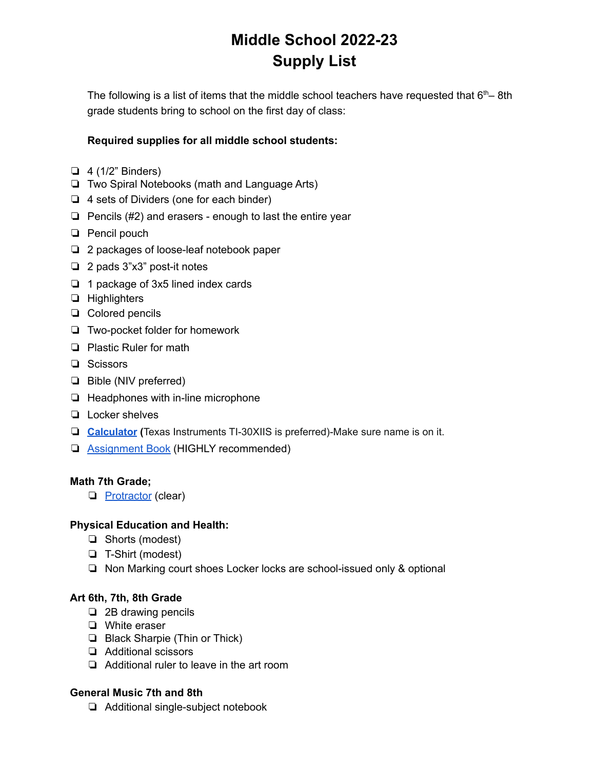# Middle School 2022-23
# Supply List

The following is a list of items that the middle school teachers have requested that 6th– 8th grade students bring to school on the first day of class:

**Required supplies for all middle school students:**

- 4 (1/2" Binders)
- Two Spiral Notebooks (math and Language Arts)
- 4 sets of Dividers (one for each binder)
- Pencils (#2) and erasers - enough to last the entire year
- Pencil pouch
- 2 packages of loose-leaf notebook paper
- 2 pads 3"x3" post-it notes
- 1 package of 3x5 lined index cards
- Highlighters
- Colored pencils
- Two-pocket folder for homework
- Plastic Ruler for math
- Scissors
- Bible (NIV preferred)
- Headphones with in-line microphone
- Locker shelves
- **Calculator** **(**Texas Instruments TI-30XIIS is preferred)-Make sure name is on it.
- Assignment Book (HIGHLY recommended)

**Math 7th Grade;**

- Protractor (clear)

**Physical Education and Health:**

- Shorts (modest)
- T-Shirt (modest)
- Non Marking court shoes Locker locks are school-issued only & optional

**Art 6th, 7th, 8th Grade**

- 2B drawing pencils
- White eraser
- Black Sharpie (Thin or Thick)
- Additional scissors
- Additional ruler to leave in the art room

**General Music 7th and 8th**

- Additional single-subject notebook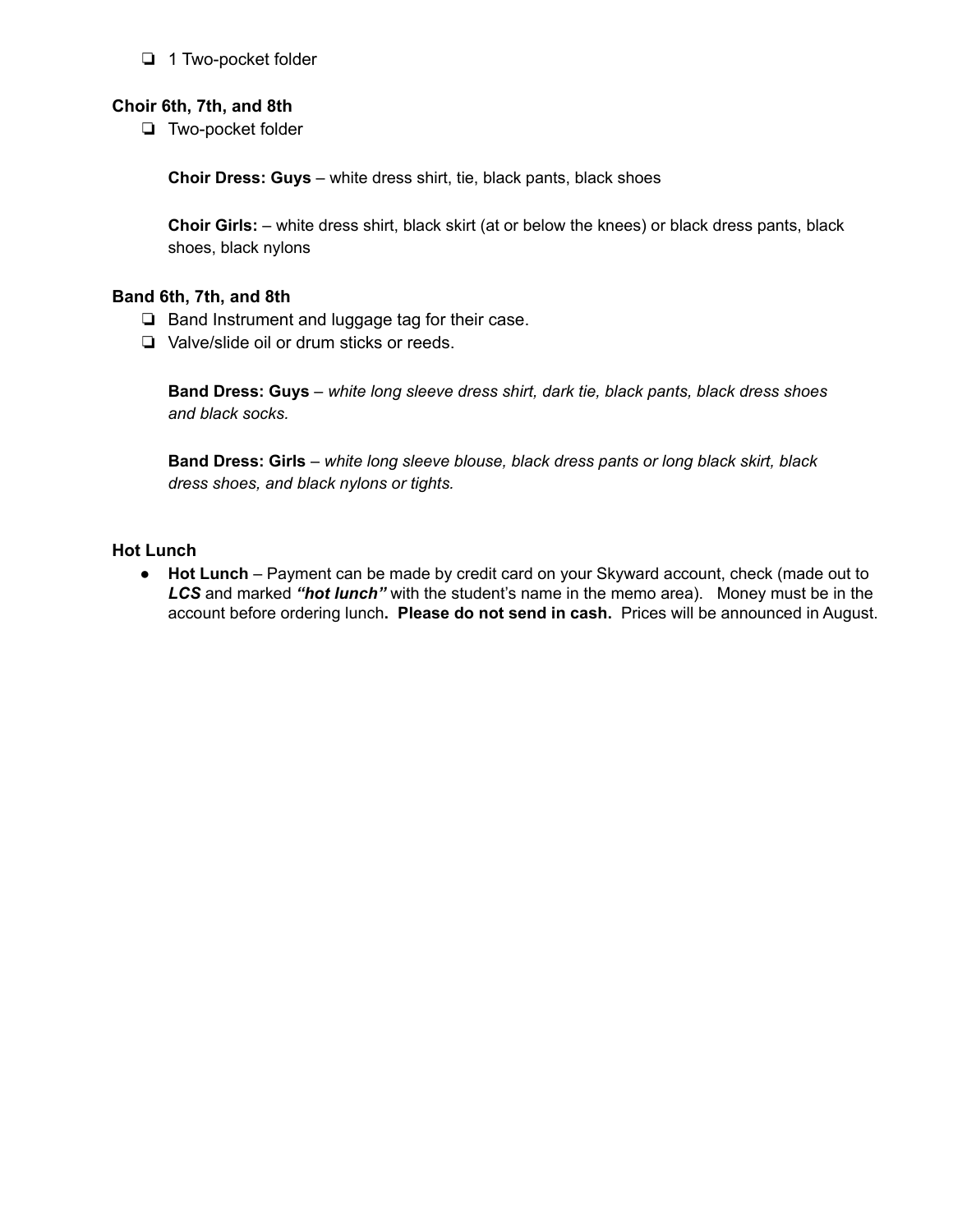- [ ] 1 Two-pocket folder

**Choir 6th, 7th, and 8th**

- [ ] Two-pocket folder

  **Choir Dress: Guys** – white dress shirt, tie, black pants, black shoes

  **Choir Girls:** – white dress shirt, black skirt (at or below the knees) or black dress pants, black shoes, black nylons

**Band 6th, 7th, and 8th**

- [ ] Band Instrument and luggage tag for their case.
- [ ] Valve/slide oil or drum sticks or reeds.

  **Band Dress: Guys** – *white long sleeve dress shirt, dark tie, black pants, black dress shoes and black socks.*

  **Band Dress: Girls** – *white long sleeve blouse, black dress pants or long black skirt, black dress shoes, and black nylons or tights.*

**Hot Lunch**

- **Hot Lunch** – Payment can be made by credit card on your Skyward account, check (made out to ***LCS*** and marked ***"hot lunch"*** with the student's name in the memo area). Money must be in the account before ordering lunch**. Please do not send in cash.** Prices will be announced in August.